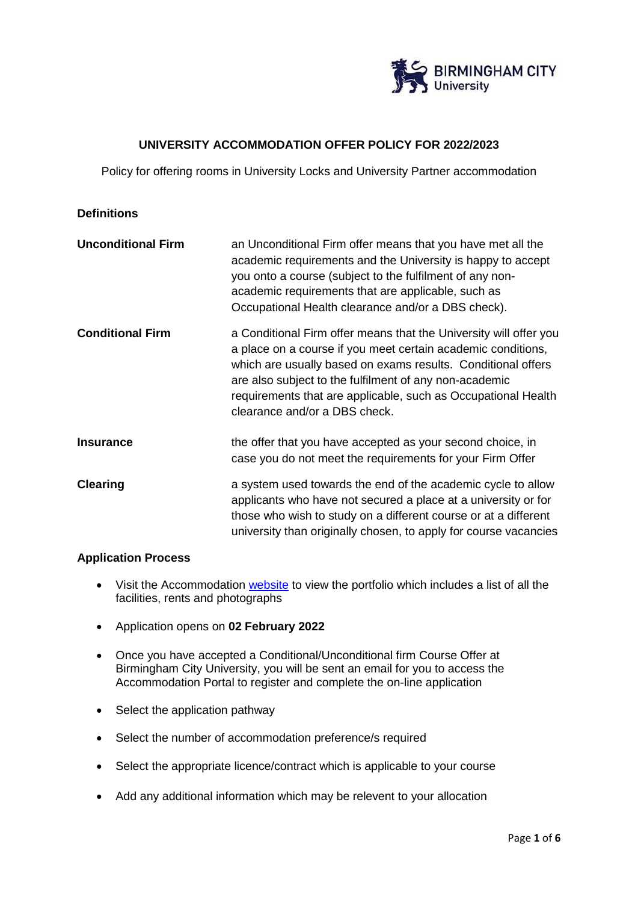# UNIVERSITY ACCOMMODATION OFFER POLICY FOR 2022/2023

Policy for offering rooms in University Locks and University Partner accommodation

**Definitions**

| | |
|---|---|
| **Unconditional Firm** | an Unconditional Firm offer means that you have met all the academic requirements and the University is happy to accept you onto a course (subject to the fulfilment of any non-academic requirements that are applicable, such as Occupational Health clearance and/or a DBS check). |
| **Conditional Firm** | a Conditional Firm offer means that the University will offer you a place on a course if you meet certain academic conditions, which are usually based on exams results. Conditional offers are also subject to the fulfilment of any non-academic requirements that are applicable, such as Occupational Health clearance and/or a DBS check. |
| **Insurance** | the offer that you have accepted as your second choice, in case you do not meet the requirements for your Firm Offer |
| **Clearing** | a system used towards the end of the academic cycle to allow applicants who have not secured a place at a university or for those who wish to study on a different course or at a different university than originally chosen, to apply for course vacancies |

**Application Process**

- Visit the Accommodation website to view the portfolio which includes a list of all the facilities, rents and photographs
- Application opens on **02 February 2022**
- Once you have accepted a Conditional/Unconditional firm Course Offer at Birmingham City University, you will be sent an email for you to access the Accommodation Portal to register and complete the on-line application
- Select the application pathway
- Select the number of accommodation preference/s required
- Select the appropriate licence/contract which is applicable to your course
- Add any additional information which may be relevent to your allocation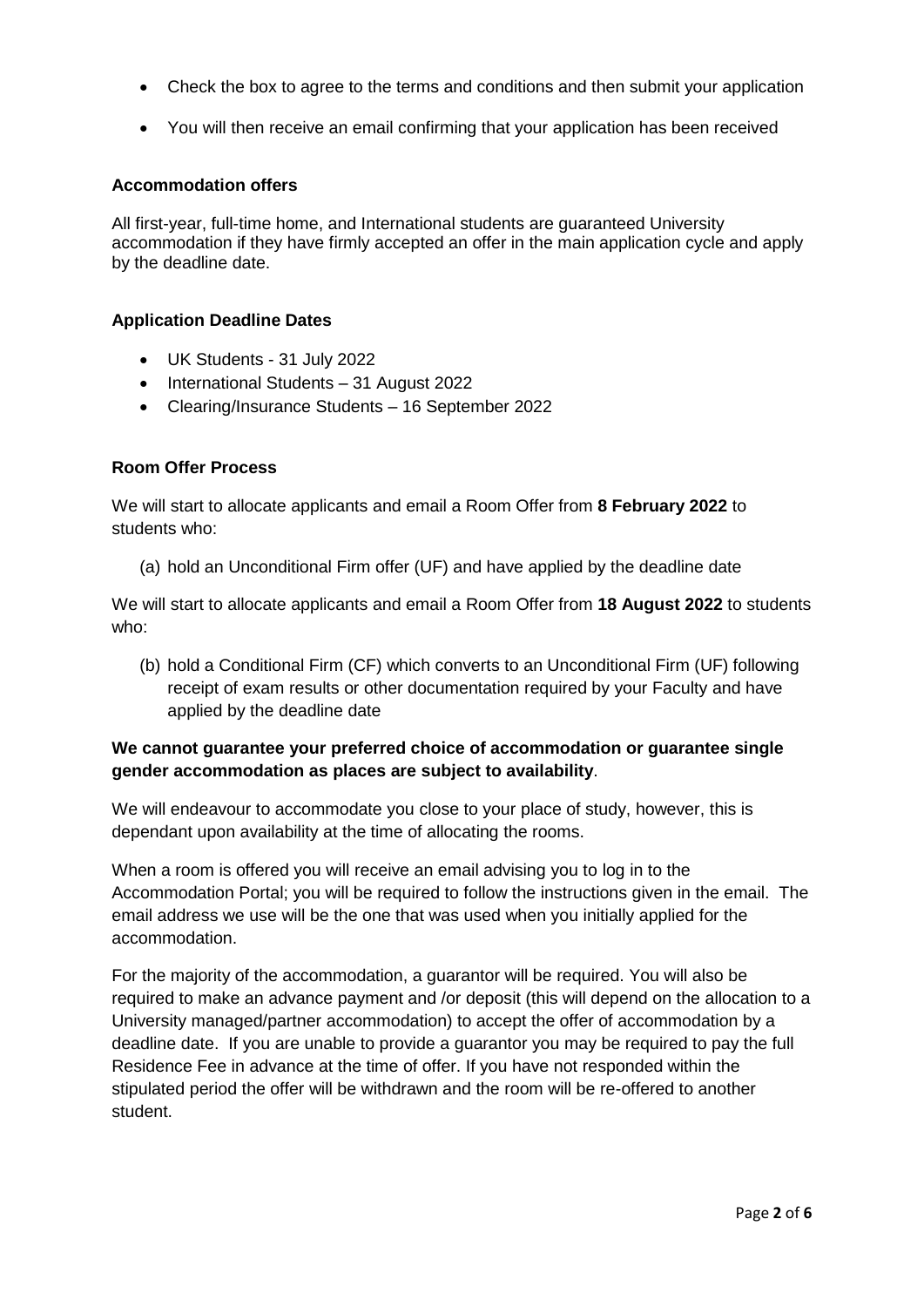- Check the box to agree to the terms and conditions and then submit your application
- You will then receive an email confirming that your application has been received

### Accommodation offers

All first-year, full-time home, and International students are guaranteed University accommodation if they have firmly accepted an offer in the main application cycle and apply by the deadline date.

### Application Deadline Dates

- UK Students - 31 July 2022
- International Students – 31 August 2022
- Clearing/Insurance Students – 16 September 2022

### Room Offer Process

We will start to allocate applicants and email a Room Offer from **8 February 2022** to students who:

(a) hold an Unconditional Firm offer (UF) and have applied by the deadline date

We will start to allocate applicants and email a Room Offer from **18 August 2022** to students who:

(b) hold a Conditional Firm (CF) which converts to an Unconditional Firm (UF) following receipt of exam results or other documentation required by your Faculty and have applied by the deadline date

**We cannot guarantee your preferred choice of accommodation or guarantee single gender accommodation as places are subject to availability**.

We will endeavour to accommodate you close to your place of study, however, this is dependant upon availability at the time of allocating the rooms.

When a room is offered you will receive an email advising you to log in to the Accommodation Portal; you will be required to follow the instructions given in the email. The email address we use will be the one that was used when you initially applied for the accommodation.

For the majority of the accommodation, a guarantor will be required. You will also be required to make an advance payment and /or deposit (this will depend on the allocation to a University managed/partner accommodation) to accept the offer of accommodation by a deadline date. If you are unable to provide a guarantor you may be required to pay the full Residence Fee in advance at the time of offer. If you have not responded within the stipulated period the offer will be withdrawn and the room will be re-offered to another student.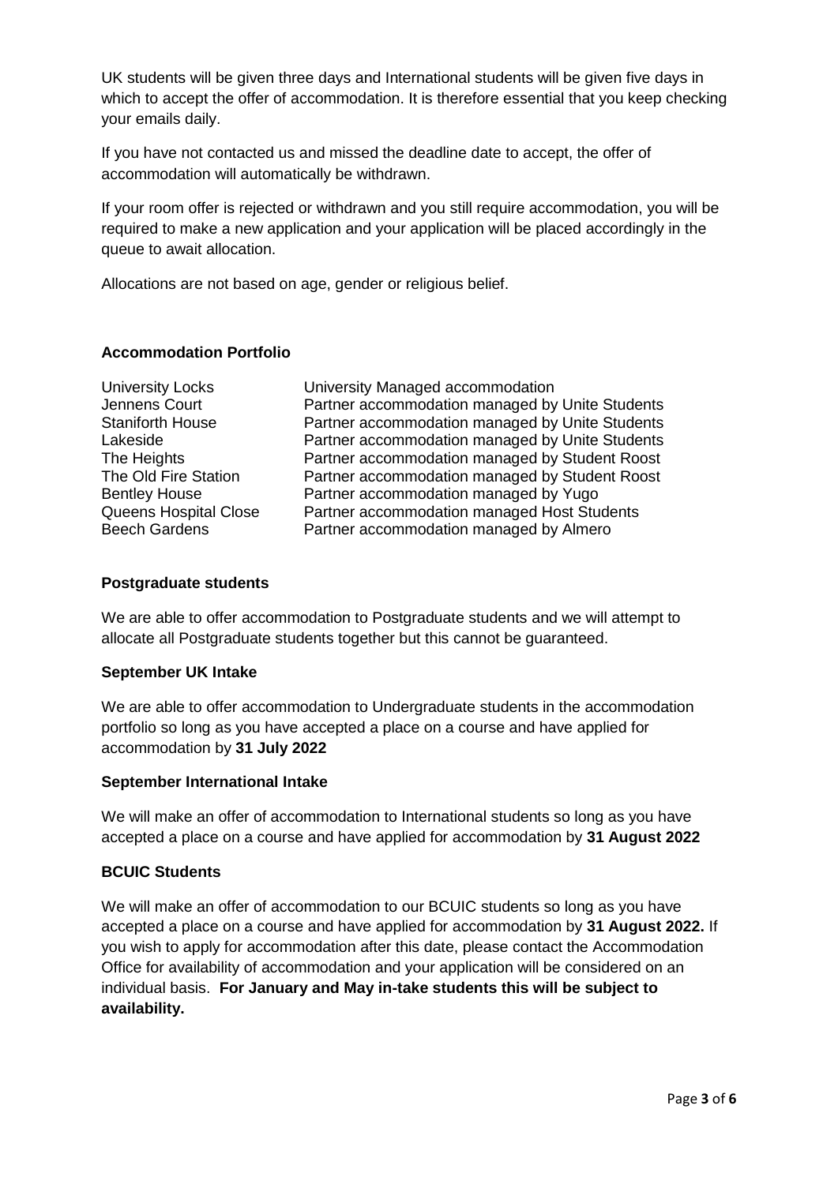UK students will be given three days and International students will be given five days in which to accept the offer of accommodation. It is therefore essential that you keep checking your emails daily.

If you have not contacted us and missed the deadline date to accept, the offer of accommodation will automatically be withdrawn.

If your room offer is rejected or withdrawn and you still require accommodation, you will be required to make a new application and your application will be placed accordingly in the queue to await allocation.

Allocations are not based on age, gender or religious belief.

**Accommodation Portfolio**

| | |
|---|---|
| University Locks | University Managed accommodation |
| Jennens Court | Partner accommodation managed by Unite Students |
| Staniforth House | Partner accommodation managed by Unite Students |
| Lakeside | Partner accommodation managed by Unite Students |
| The Heights | Partner accommodation managed by Student Roost |
| The Old Fire Station | Partner accommodation managed by Student Roost |
| Bentley House | Partner accommodation managed by Yugo |
| Queens Hospital Close | Partner accommodation managed Host Students |
| Beech Gardens | Partner accommodation managed by Almero |

**Postgraduate students**

We are able to offer accommodation to Postgraduate students and we will attempt to allocate all Postgraduate students together but this cannot be guaranteed.

**September UK Intake**

We are able to offer accommodation to Undergraduate students in the accommodation portfolio so long as you have accepted a place on a course and have applied for accommodation by **31 July 2022**

**September International Intake**

We will make an offer of accommodation to International students so long as you have accepted a place on a course and have applied for accommodation by **31 August 2022**

**BCUIC Students**

We will make an offer of accommodation to our BCUIC students so long as you have accepted a place on a course and have applied for accommodation by **31 August 2022.** If you wish to apply for accommodation after this date, please contact the Accommodation Office for availability of accommodation and your application will be considered on an individual basis. **For January and May in-take students this will be subject to availability.**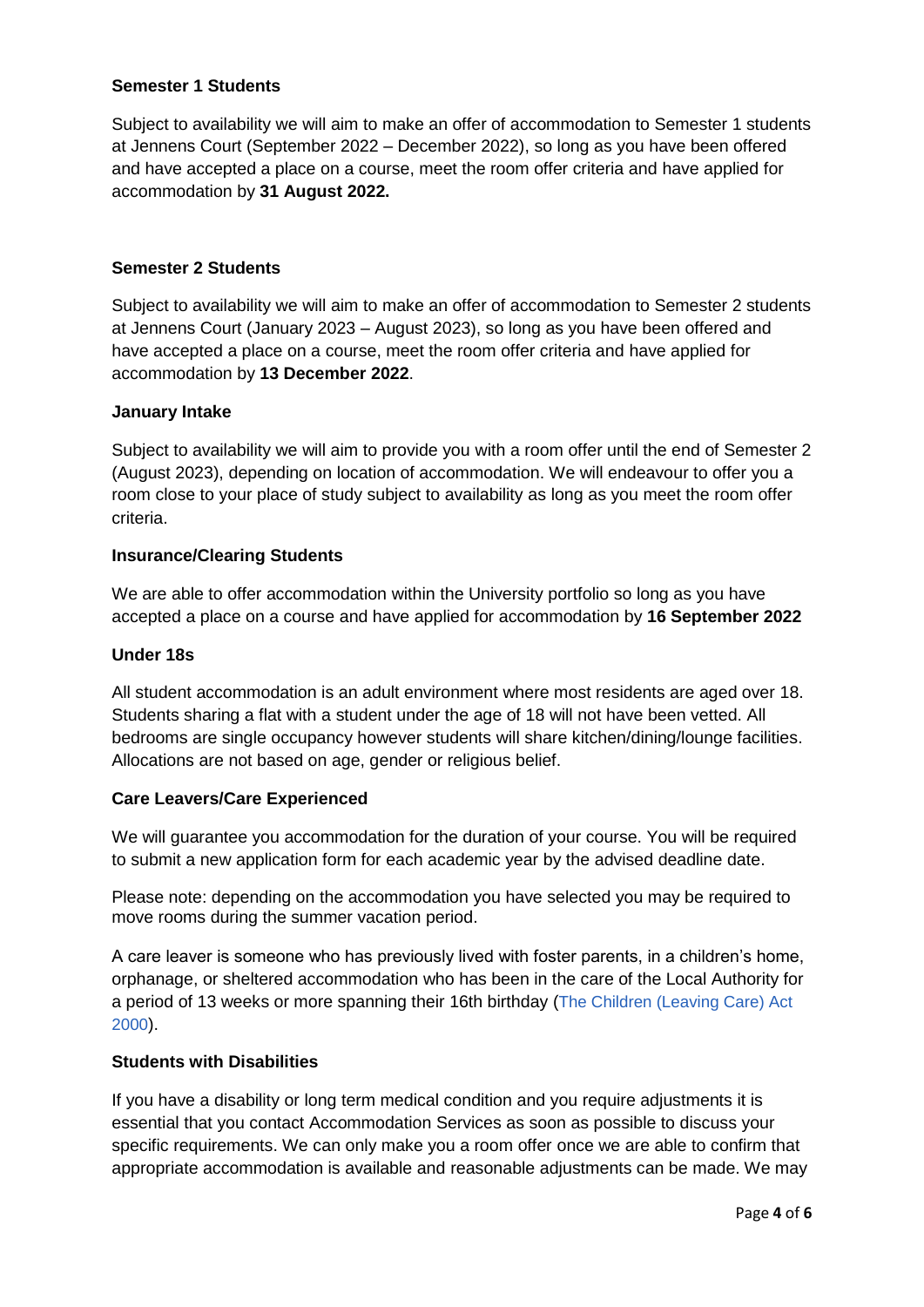### Semester 1 Students

Subject to availability we will aim to make an offer of accommodation to Semester 1 students at Jennens Court (September 2022 – December 2022), so long as you have been offered and have accepted a place on a course, meet the room offer criteria and have applied for accommodation by **31 August 2022.**

### Semester 2 Students

Subject to availability we will aim to make an offer of accommodation to Semester 2 students at Jennens Court (January 2023 – August 2023), so long as you have been offered and have accepted a place on a course, meet the room offer criteria and have applied for accommodation by **13 December 2022**.

### January Intake

Subject to availability we will aim to provide you with a room offer until the end of Semester 2 (August 2023), depending on location of accommodation. We will endeavour to offer you a room close to your place of study subject to availability as long as you meet the room offer criteria.

### Insurance/Clearing Students

We are able to offer accommodation within the University portfolio so long as you have accepted a place on a course and have applied for accommodation by **16 September 2022**

### Under 18s

All student accommodation is an adult environment where most residents are aged over 18. Students sharing a flat with a student under the age of 18 will not have been vetted. All bedrooms are single occupancy however students will share kitchen/dining/lounge facilities. Allocations are not based on age, gender or religious belief.

### Care Leavers/Care Experienced

We will guarantee you accommodation for the duration of your course. You will be required to submit a new application form for each academic year by the advised deadline date.

Please note: depending on the accommodation you have selected you may be required to move rooms during the summer vacation period.

A care leaver is someone who has previously lived with foster parents, in a children's home, orphanage, or sheltered accommodation who has been in the care of the Local Authority for a period of 13 weeks or more spanning their 16th birthday (The Children (Leaving Care) Act 2000).

### Students with Disabilities

If you have a disability or long term medical condition and you require adjustments it is essential that you contact Accommodation Services as soon as possible to discuss your specific requirements. We can only make you a room offer once we are able to confirm that appropriate accommodation is available and reasonable adjustments can be made. We may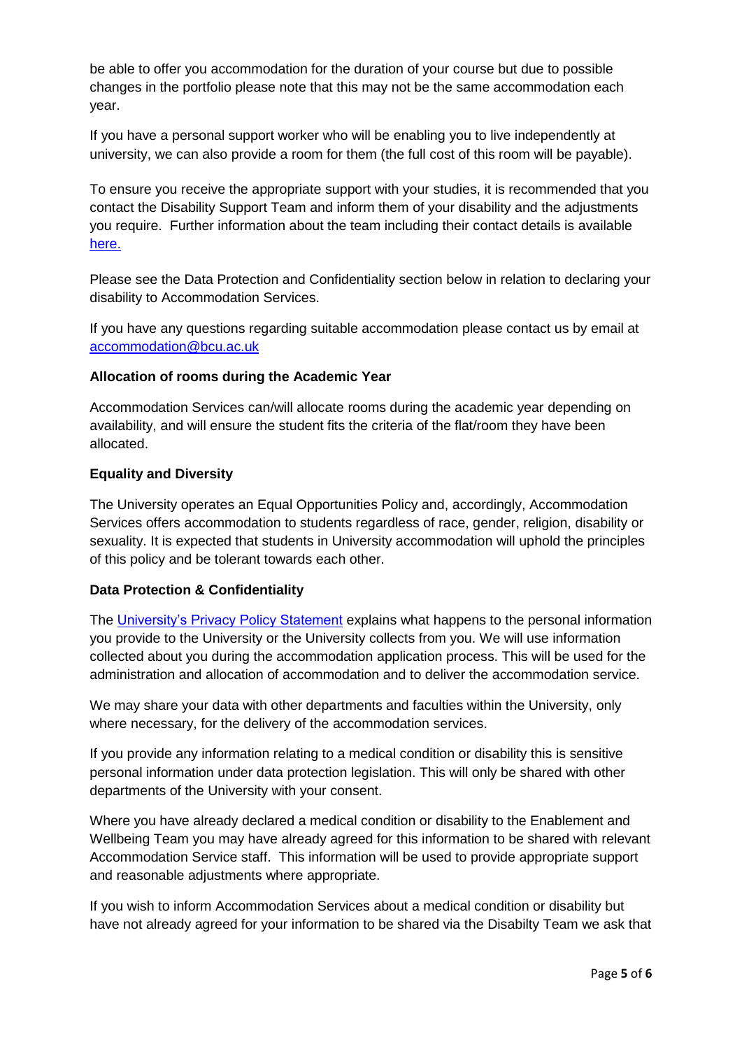be able to offer you accommodation for the duration of your course but due to possible changes in the portfolio please note that this may not be the same accommodation each year.

If you have a personal support worker who will be enabling you to live independently at university, we can also provide a room for them (the full cost of this room will be payable).

To ensure you receive the appropriate support with your studies, it is recommended that you contact the Disability Support Team and inform them of your disability and the adjustments you require. Further information about the team including their contact details is available here.

Please see the Data Protection and Confidentiality section below in relation to declaring your disability to Accommodation Services.

If you have any questions regarding suitable accommodation please contact us by email at accommodation@bcu.ac.uk

**Allocation of rooms during the Academic Year**

Accommodation Services can/will allocate rooms during the academic year depending on availability, and will ensure the student fits the criteria of the flat/room they have been allocated.

**Equality and Diversity**

The University operates an Equal Opportunities Policy and, accordingly, Accommodation Services offers accommodation to students regardless of race, gender, religion, disability or sexuality. It is expected that students in University accommodation will uphold the principles of this policy and be tolerant towards each other.

**Data Protection & Confidentiality**

The University's Privacy Policy Statement explains what happens to the personal information you provide to the University or the University collects from you. We will use information collected about you during the accommodation application process. This will be used for the administration and allocation of accommodation and to deliver the accommodation service.

We may share your data with other departments and faculties within the University, only where necessary, for the delivery of the accommodation services.

If you provide any information relating to a medical condition or disability this is sensitive personal information under data protection legislation. This will only be shared with other departments of the University with your consent.

Where you have already declared a medical condition or disability to the Enablement and Wellbeing Team you may have already agreed for this information to be shared with relevant Accommodation Service staff. This information will be used to provide appropriate support and reasonable adjustments where appropriate.

If you wish to inform Accommodation Services about a medical condition or disability but have not already agreed for your information to be shared via the Disabilty Team we ask that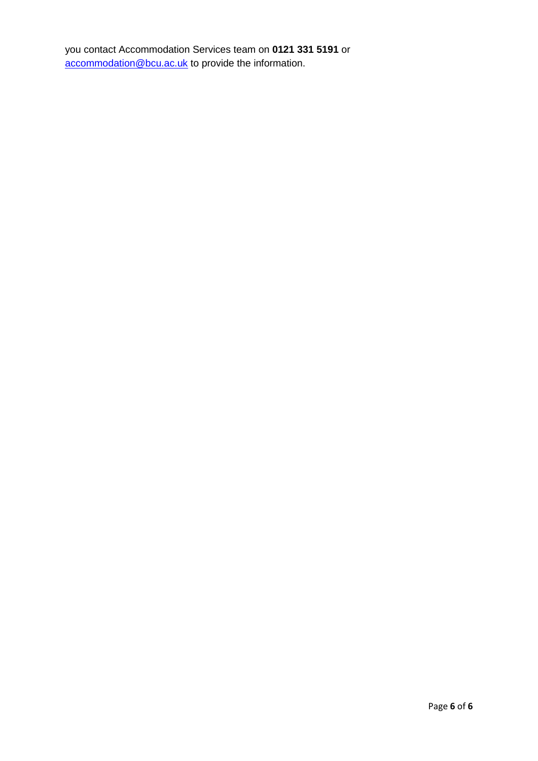you contact Accommodation Services team on **0121 331 5191** or [accommodation@bcu.ac.uk](mailto:accommodation@bcu.ac.uk) to provide the information.